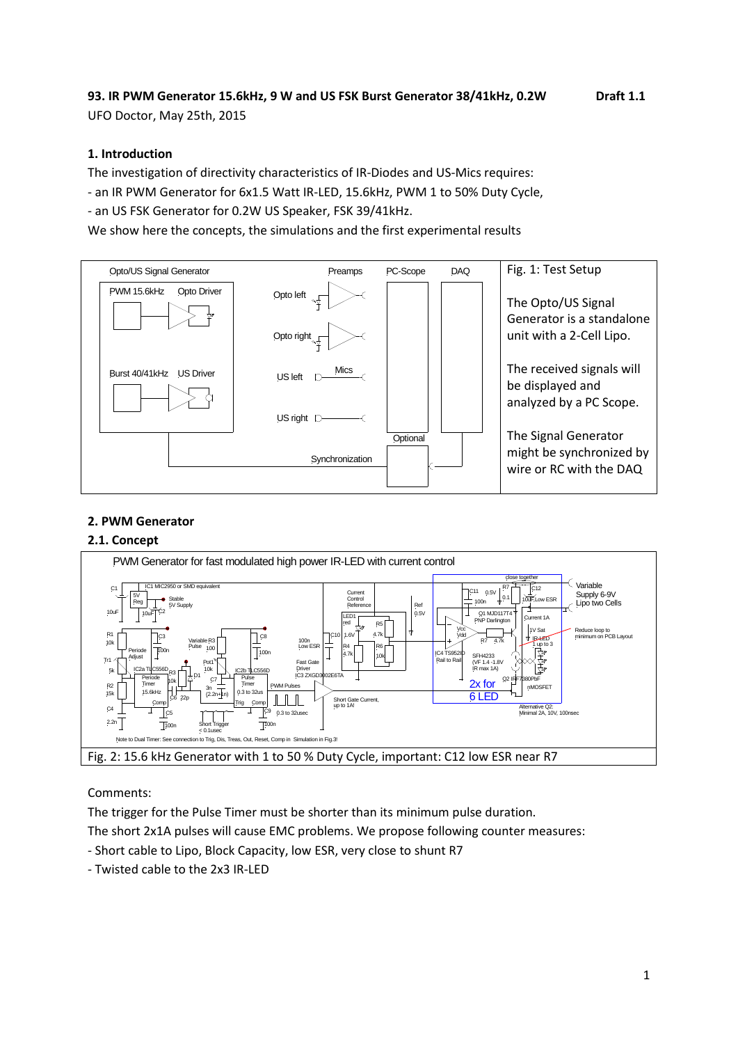**93. IR PWM Generator 15.6kHz, 9 W and US FSK Burst Generator 38/41kHz, 0.2W** **Draft 1.1**

UFO Doctor, May 25th, 2015

## 1. Introduction

The investigation of directivity characteristics of IR-Diodes and US-Mics requires:

- an IR PWM Generator for 6x1.5 Watt IR-LED, 15.6kHz, PWM 1 to 50% Duty Cycle,
- an US FSK Generator for 0.2W US Speaker, FSK 39/41kHz.

We show here the concepts, the simulations and the first experimental results

Opto/US Signal Generator

PWM 15.6kHz Opto Driver

Burst 40/41kHz US Driver

Preamps

Opto left

Opto right

US left

Mics

US right

PC-Scope

DAQ

Optional

Synchronization

Fig. 1: Test Setup

The Opto/US Signal Generator is a standalone unit with a 2-Cell Lipo.

The received signals will be displayed and analyzed by a PC Scope.

The Signal Generator might be synchronized by wire or RC with the DAQ

## 2. PWM Generator

### 2.1. Concept

PWM Generator for fast modulated high power IR-LED with current control

C1 10uF

IC1 MIC2950 or SMD equivalent

5V Reg

Stable 5V Supply

10uF C2

R1 10k

C3

Periode Adjust

100n

Tr1 5k

IC2a TLC556D

Periode Timer 15.6kHz

R2 15k

C4 2.2n

Comp

C6 22p

C5 100n

Variable Pulse R3 100

R3 10k

D1

Pot1 10k

C7 3n (2.2n+1n)

C8 100n

IC2b TLC556D

Pulse Timer 0.3 to 32us

Trig Comp

Short Trigger < 0.1usec

C9 100n

0.3 to 32usec

PWM Pulses

Current Control Reference

LED1 red

C10 1.6V

R5 4.7k

R4 4.7k

R6 10k

100n Low ESR

Ref 0.5V

Fast Gate Driver

IC3 ZXGD3002E6TA

Short Gate Current, up to 1A!

close together

C11 100n

0.5V

R7 0.1

C12 10uF Low ESR

Variable Supply 6-9V Lipo two Cells

Q1 MJD117T4 PNP Darlington

Current 1A

Vcc Vdd

IC4 TS952ID Rail to Rail

R7 4.7k

1V Sat

IR-LED 1 up to 3

SFH4233 (VF 1.4 -1.8V IR max 1A)

Reduce loop to minimum on PCB Layout

2x for 6 LED

Q2 IRF7380PbF nMOSFET

Alternative Q2: Minimal 2A, 10V, 100nsec

Note to Dual Timer: See connection to Trig, Dis, Treas, Out, Reset, Comp in Simulation in Fig.3!

Fig. 2: 15.6 kHz Generator with 1 to 50 % Duty Cycle, important: C12 low ESR near R7

Comments:

The trigger for the Pulse Timer must be shorter than its minimum pulse duration.

The short 2x1A pulses will cause EMC problems. We propose following counter measures:

- Short cable to Lipo, Block Capacity, low ESR, very close to shunt R7
- Twisted cable to the 2x3 IR-LED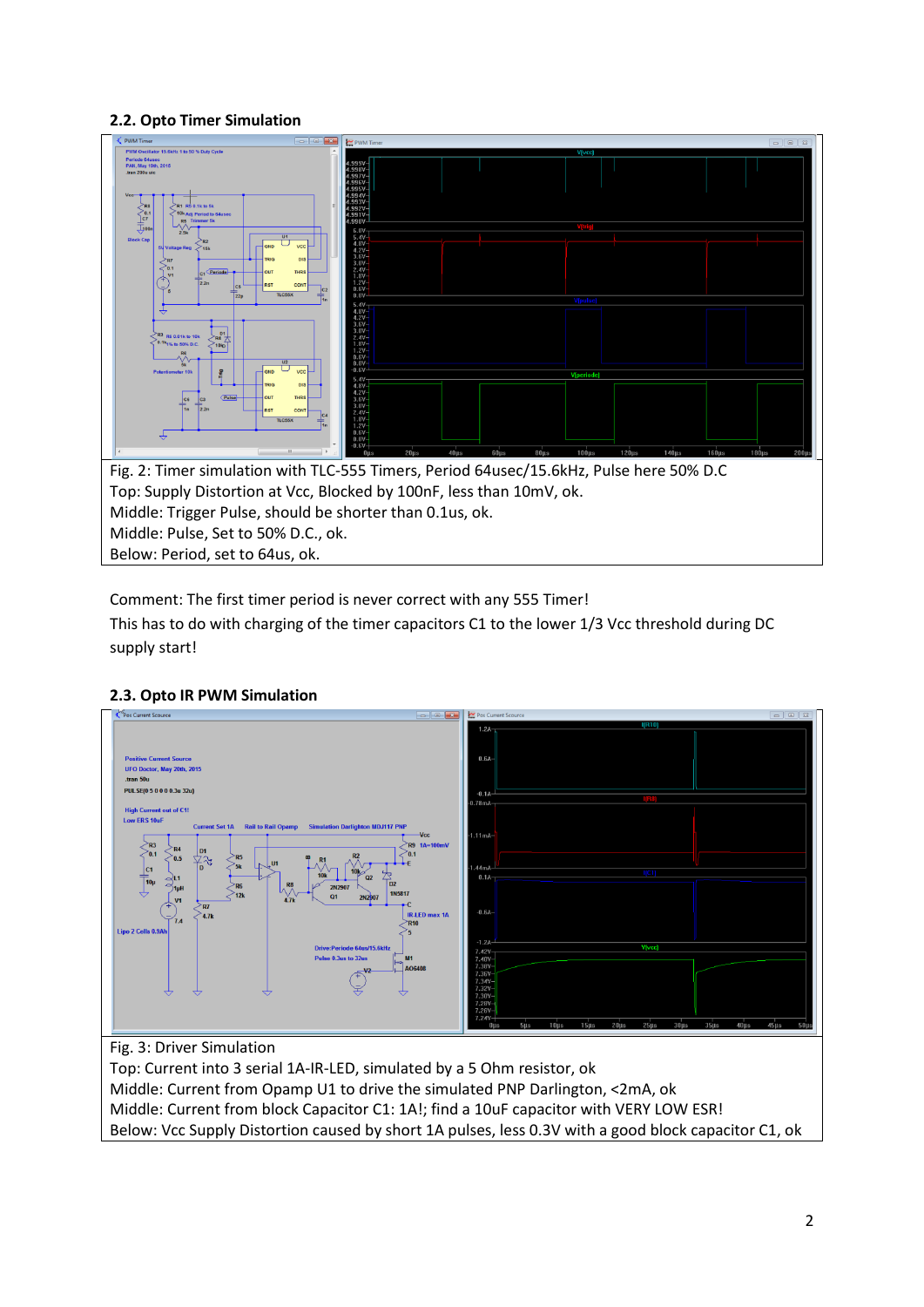### 2.2. Opto Timer Simulation

Fig. 2: Timer simulation with TLC-555 Timers, Period 64usec/15.6kHz, Pulse here 50% D.C
Top: Supply Distortion at Vcc, Blocked by 100nF, less than 10mV, ok.
Middle: Trigger Pulse, should be shorter than 0.1us, ok.
Middle: Pulse, Set to 50% D.C., ok.
Below: Period, set to 64us, ok.

Comment: The first timer period is never correct with any 555 Timer!
This has to do with charging of the timer capacitors C1 to the lower 1/3 Vcc threshold during DC supply start!

### 2.3. Opto IR PWM Simulation

Fig. 3: Driver Simulation
Top: Current into 3 serial 1A-IR-LED, simulated by a 5 Ohm resistor, ok
Middle: Current from Opamp U1 to drive the simulated PNP Darlington, <2mA, ok
Middle: Current from block Capacitor C1: 1A!; find a 10uF capacitor with VERY LOW ESR!
Below: Vcc Supply Distortion caused by short 1A pulses, less 0.3V with a good block capacitor C1, ok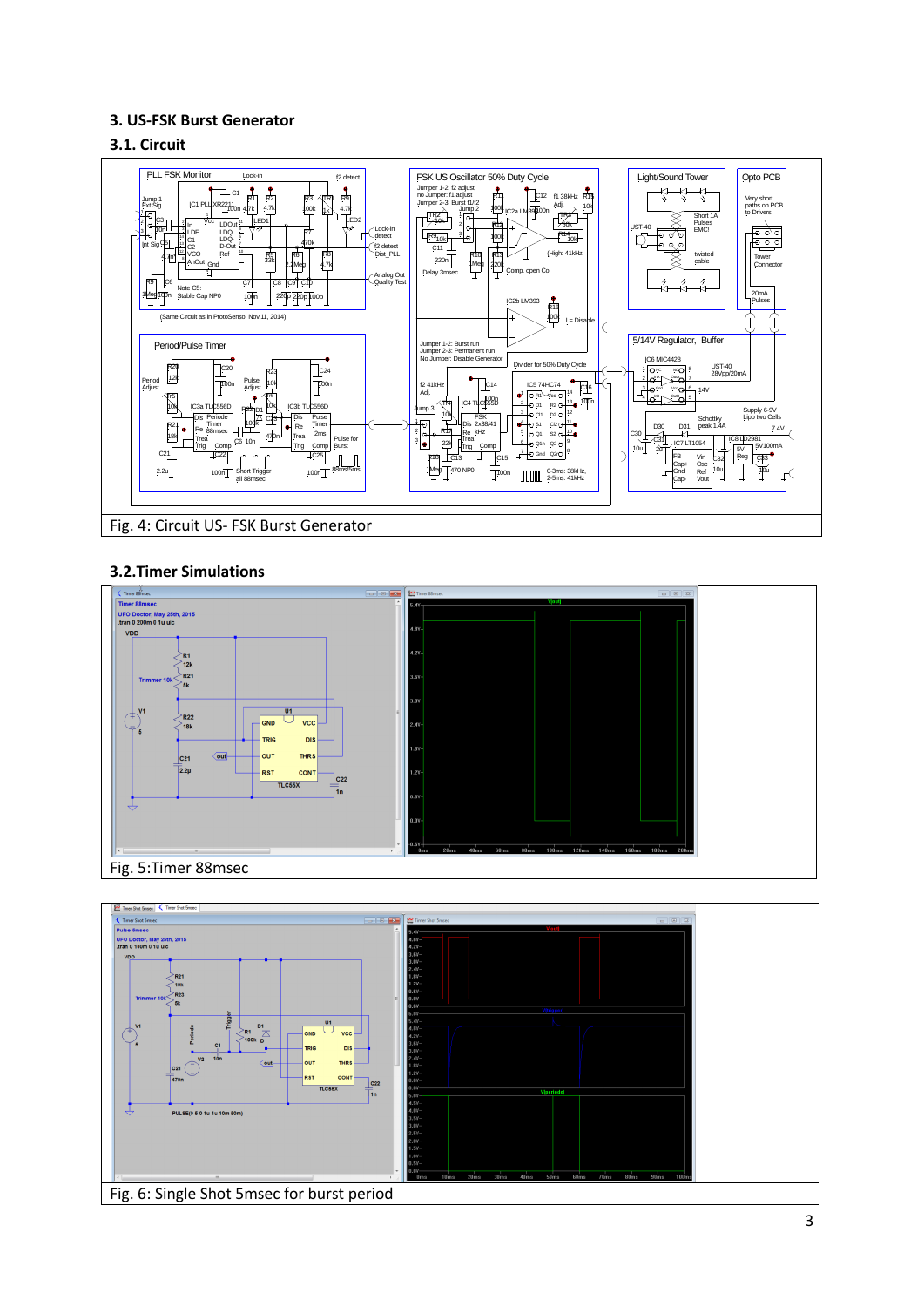## 3. US-FSK Burst Generator

### 3.1. Circuit

Fig. 4: Circuit US- FSK Burst Generator

### 3.2.Timer Simulations

Fig. 5:Timer 88msec

Fig. 6: Single Shot 5msec for burst period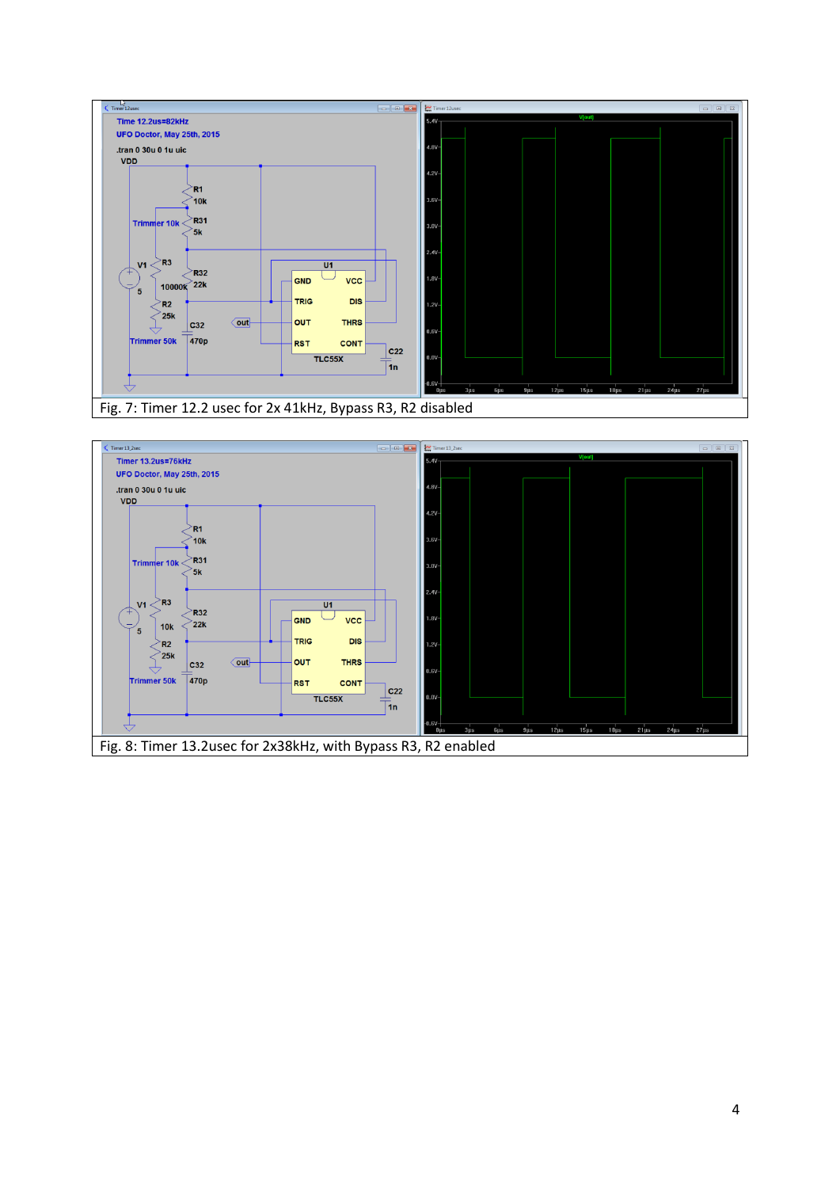Time 12.2us=82kHz
UFO Doctor, May 25th, 2015
.tran 0 30u 0 1u uic
VDD
R1
10k
Trimmer 10k
R31
5k
V1
R3
R32
5
10000k
22k
R2
25k
C32
470p
Trimmer 50k
U1
GND
VCC
TRIG
DIS
OUT
THRS
RST
CONT
out
C22
1n
TLC55X

V(out)
5.4V
4.8V
4.2V
3.6V
3.0V
2.4V
1.8V
1.2V
0.6V
0.0V
-0.6V
0µs
3µs
6µs
9µs
12µs
15µs
18µs
21µs
24µs
27µs

Fig. 7: Timer 12.2 usec for 2x 41kHz, Bypass R3, R2 disabled

Time 13.2us=76kHz
UFO Doctor, May 25th, 2015
.tran 0 30u 0 1u uic
VDD
R1
10k
Trimmer 10k
R31
5k
V1
R3
R32
5
10k
22k
R2
25k
C32
470p
Trimmer 50k
U1
GND
VCC
TRIG
DIS
OUT
THRS
RST
CONT
out
C22
1n
TLC55X

V(out)
5.4V
4.8V
4.2V
3.6V
3.0V
2.4V
1.8V
1.2V
0.6V
0.0V
-0.6V
0µs
3µs
6µs
9µs
12µs
15µs
18µs
21µs
24µs
27µs

Fig. 8: Timer 13.2usec for 2x38kHz, with Bypass R3, R2 enabled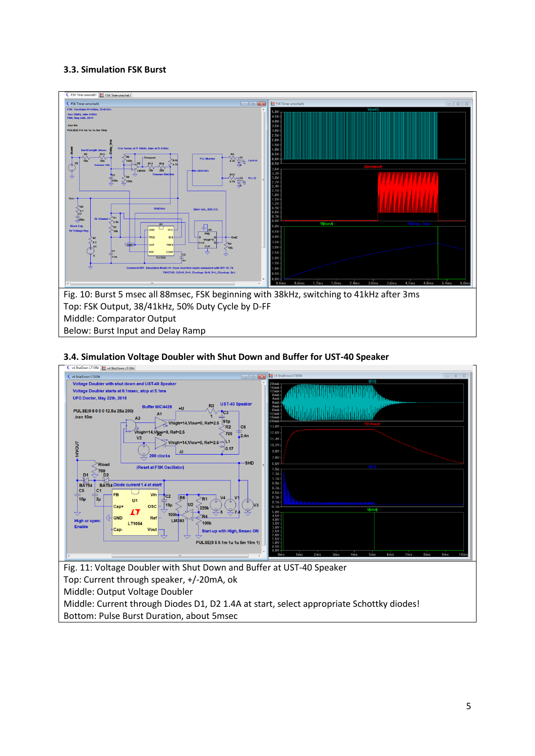### 3.3. Simulation FSK Burst

Fig. 10: Burst 5 msec all 88msec, FSK beginning with 38kHz, switching to 41kHz after 3ms
Top: FSK Output, 38/41kHz, 50% Duty Cycle by D-FF
Middle: Comparator Output
Below: Burst Input and Delay Ramp

### 3.4. Simulation Voltage Doubler with Shut Down and Buffer for UST-40 Speaker

Fig. 11: Voltage Doubler with Shut Down and Buffer at UST-40 Speaker
Top: Current through speaker, +/-20mA, ok
Middle: Output Voltage Doubler
Middle: Current through Diodes D1, D2 1.4A at start, select appropriate Schottky diodes!
Bottom: Pulse Burst Duration, about 5msec